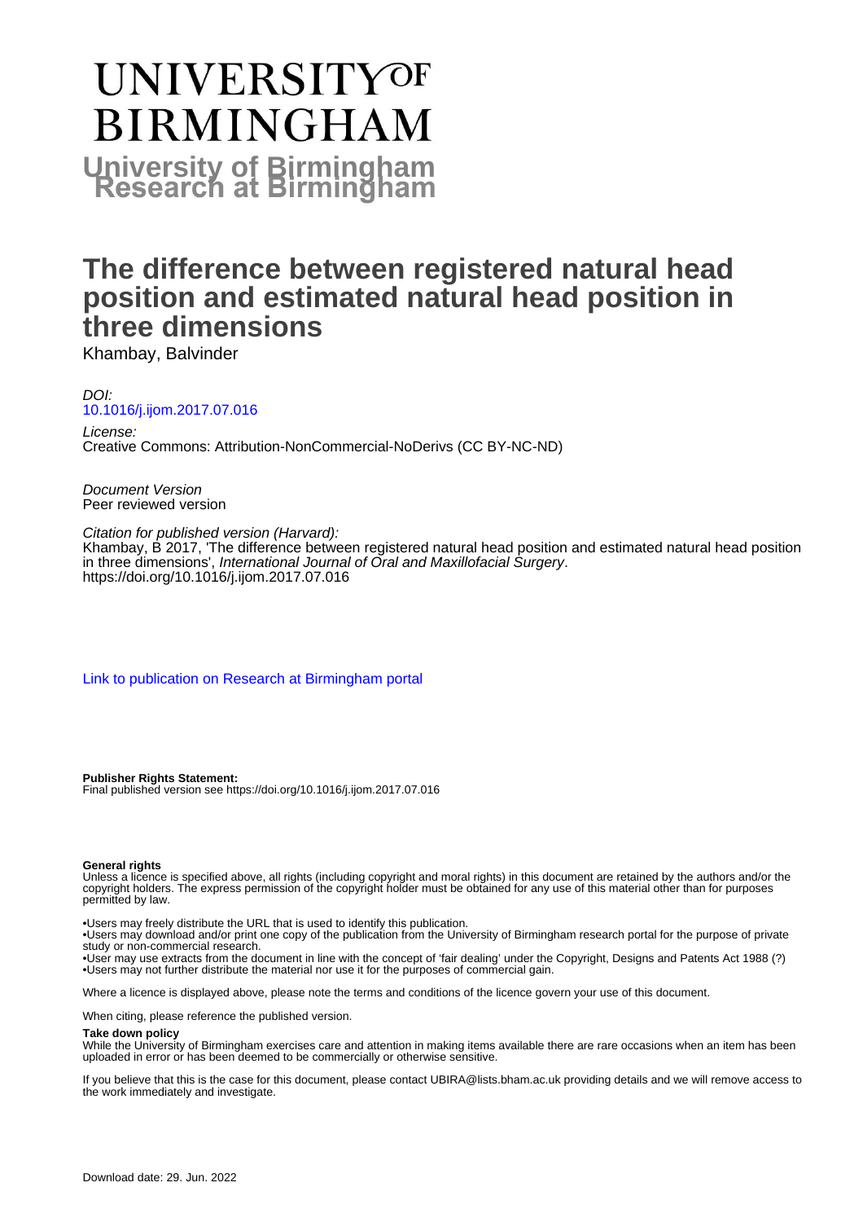# UNIVERSITY OF BIRMINGHAM

**University of Birmingham Research at Birmingham**

# The difference between registered natural head position and estimated natural head position in three dimensions

Khambay, Balvinder

*DOI:*
[10.1016/j.ijom.2017.07.016](https://doi.org/10.1016/j.ijom.2017.07.016)

*License:*
Creative Commons: Attribution-NonCommercial-NoDerivs (CC BY-NC-ND)

*Document Version*
Peer reviewed version

*Citation for published version (Harvard):*
Khambay, B 2017, 'The difference between registered natural head position and estimated natural head position in three dimensions', *International Journal of Oral and Maxillofacial Surgery*. https://doi.org/10.1016/j.ijom.2017.07.016

[Link to publication on Research at Birmingham portal](#)

**Publisher Rights Statement:**
Final published version see https://doi.org/10.1016/j.ijom.2017.07.016

**General rights**
Unless a licence is specified above, all rights (including copyright and moral rights) in this document are retained by the authors and/or the copyright holders. The express permission of the copyright holder must be obtained for any use of this material other than for purposes permitted by law.

•Users may freely distribute the URL that is used to identify this publication.
•Users may download and/or print one copy of the publication from the University of Birmingham research portal for the purpose of private study or non-commercial research.
•User may use extracts from the document in line with the concept of 'fair dealing' under the Copyright, Designs and Patents Act 1988 (?)
•Users may not further distribute the material nor use it for the purposes of commercial gain.

Where a licence is displayed above, please note the terms and conditions of the licence govern your use of this document.

When citing, please reference the published version.

**Take down policy**
While the University of Birmingham exercises care and attention in making items available there are rare occasions when an item has been uploaded in error or has been deemed to be commercially or otherwise sensitive.

If you believe that this is the case for this document, please contact UBIRA@lists.bham.ac.uk providing details and we will remove access to the work immediately and investigate.

Download date: 29. Jun. 2022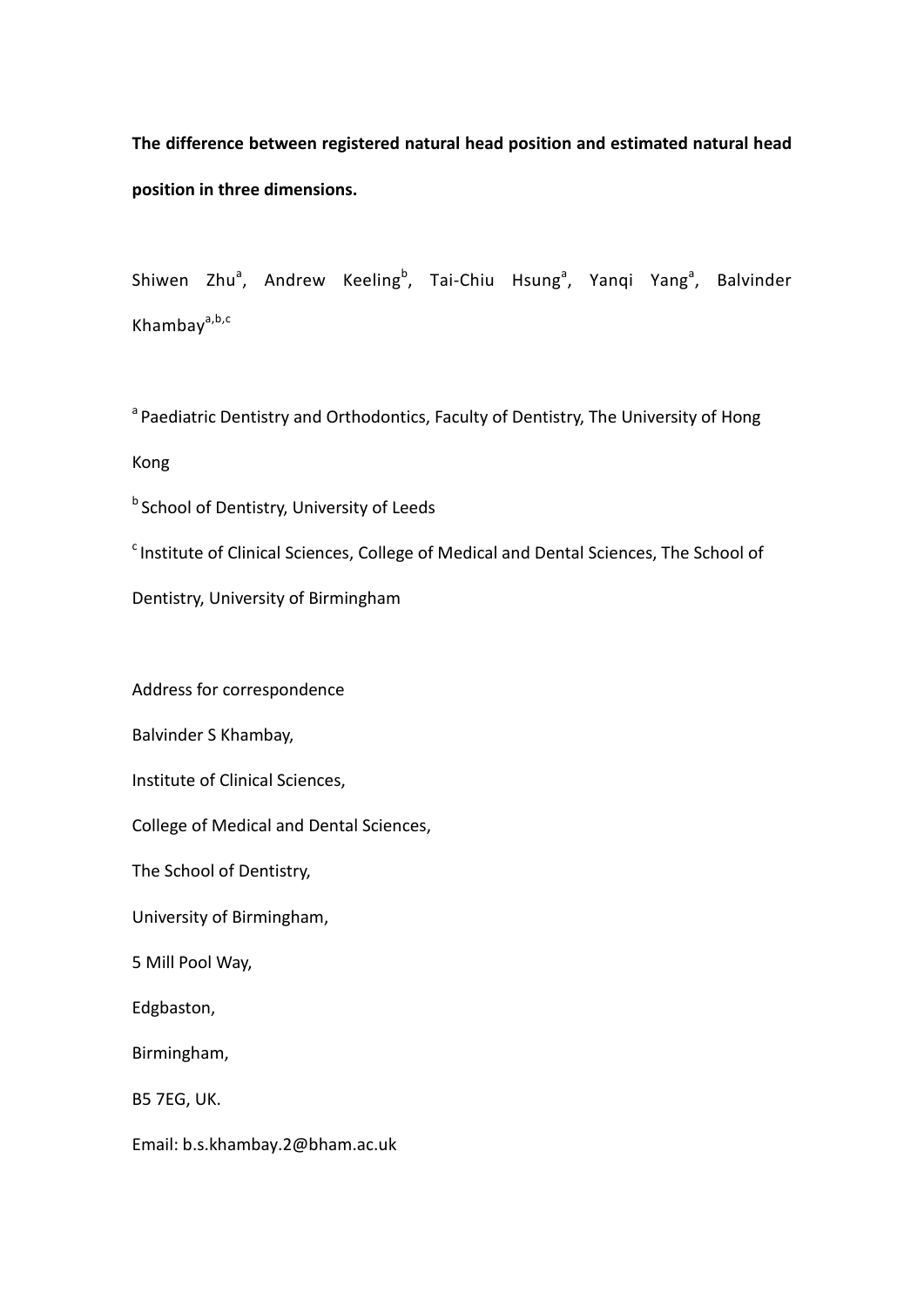**The difference between registered natural head position and estimated natural head position in three dimensions.**

Shiwen Zhu[a], Andrew Keeling[b], Tai-Chiu Hsung[a], Yanqi Yang[a], Balvinder Khambay[a,b,c]

[a] Paediatric Dentistry and Orthodontics, Faculty of Dentistry, The University of Hong Kong

[b] School of Dentistry, University of Leeds

[c] Institute of Clinical Sciences, College of Medical and Dental Sciences, The School of Dentistry, University of Birmingham

Address for correspondence

Balvinder S Khambay,

Institute of Clinical Sciences,

College of Medical and Dental Sciences,

The School of Dentistry,

University of Birmingham,

5 Mill Pool Way,

Edgbaston,

Birmingham,

B5 7EG, UK.

Email: b.s.khambay.2@bham.ac.uk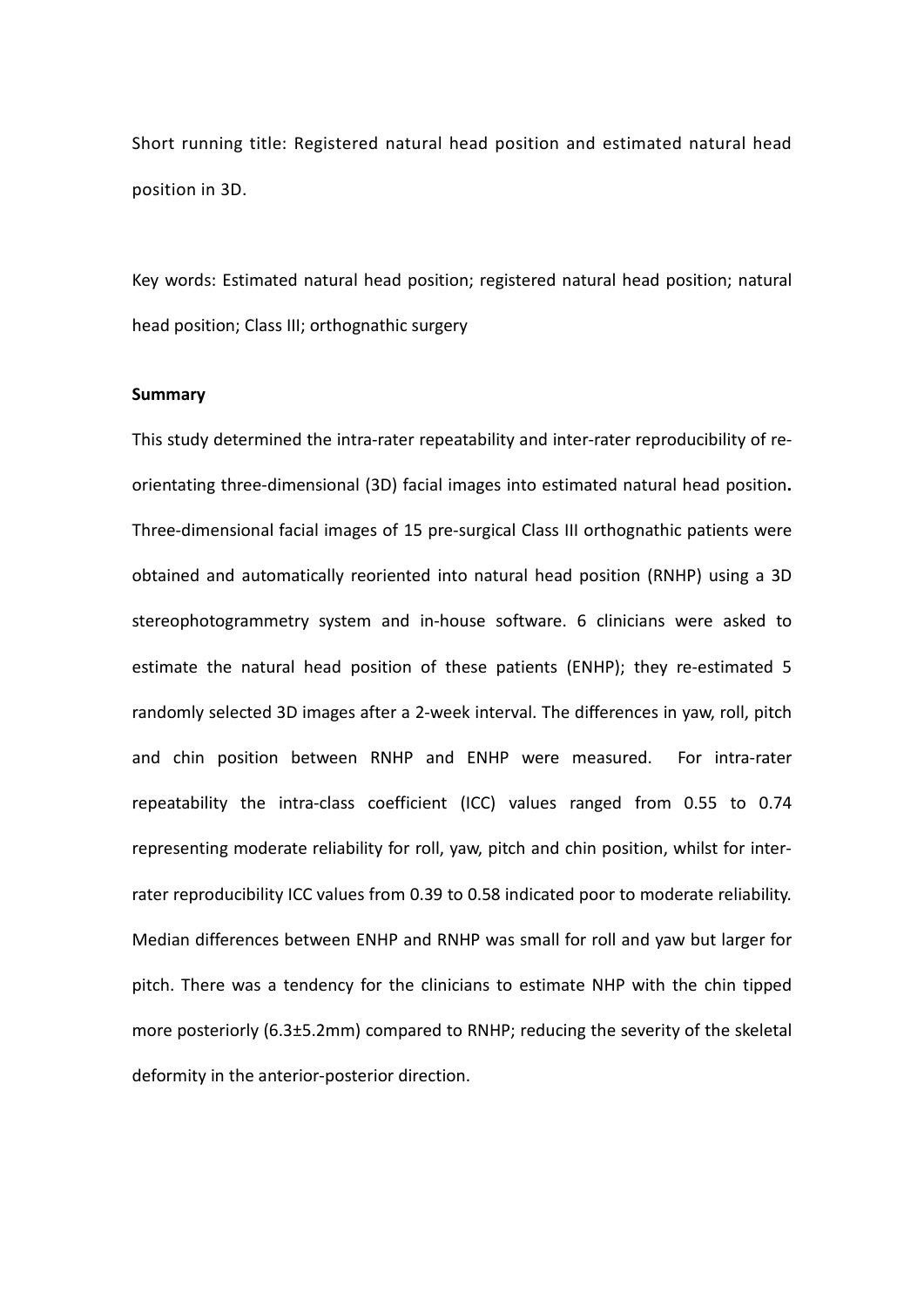Short running title: Registered natural head position and estimated natural head position in 3D.

Key words: Estimated natural head position; registered natural head position; natural head position; Class III; orthognathic surgery

**Summary**

This study determined the intra-rater repeatability and inter-rater reproducibility of re-orientating three-dimensional (3D) facial images into estimated natural head position**.** Three-dimensional facial images of 15 pre-surgical Class III orthognathic patients were obtained and automatically reoriented into natural head position (RNHP) using a 3D stereophotogrammetry system and in-house software. 6 clinicians were asked to estimate the natural head position of these patients (ENHP); they re-estimated 5 randomly selected 3D images after a 2-week interval. The differences in yaw, roll, pitch and chin position between RNHP and ENHP were measured. For intra-rater repeatability the intra-class coefficient (ICC) values ranged from 0.55 to 0.74 representing moderate reliability for roll, yaw, pitch and chin position, whilst for inter-rater reproducibility ICC values from 0.39 to 0.58 indicated poor to moderate reliability. Median differences between ENHP and RNHP was small for roll and yaw but larger for pitch. There was a tendency for the clinicians to estimate NHP with the chin tipped more posteriorly (6.3±5.2mm) compared to RNHP; reducing the severity of the skeletal deformity in the anterior-posterior direction.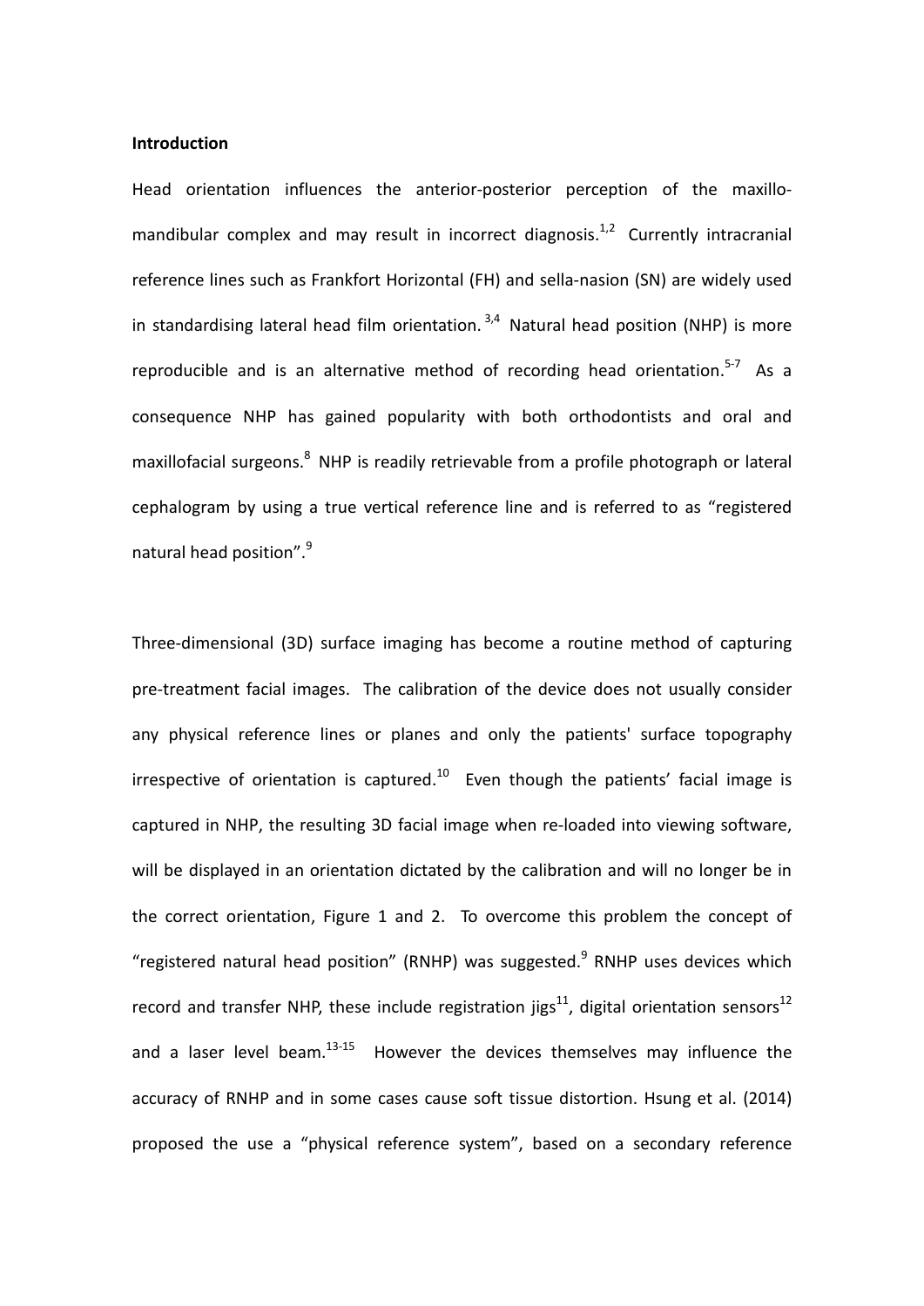**Introduction**

Head orientation influences the anterior-posterior perception of the maxillo-mandibular complex and may result in incorrect diagnosis.[1,2] Currently intracranial reference lines such as Frankfort Horizontal (FH) and sella-nasion (SN) are widely used in standardising lateral head film orientation.[3,4] Natural head position (NHP) is more reproducible and is an alternative method of recording head orientation.[5-7] As a consequence NHP has gained popularity with both orthodontists and oral and maxillofacial surgeons.[8] NHP is readily retrievable from a profile photograph or lateral cephalogram by using a true vertical reference line and is referred to as "registered natural head position".[9]

Three-dimensional (3D) surface imaging has become a routine method of capturing pre-treatment facial images. The calibration of the device does not usually consider any physical reference lines or planes and only the patients' surface topography irrespective of orientation is captured.[10] Even though the patients' facial image is captured in NHP, the resulting 3D facial image when re-loaded into viewing software, will be displayed in an orientation dictated by the calibration and will no longer be in the correct orientation, Figure 1 and 2. To overcome this problem the concept of "registered natural head position" (RNHP) was suggested.[9] RNHP uses devices which record and transfer NHP, these include registration jigs[11], digital orientation sensors[12] and a laser level beam.[13-15] However the devices themselves may influence the accuracy of RNHP and in some cases cause soft tissue distortion. Hsung et al. (2014) proposed the use a "physical reference system", based on a secondary reference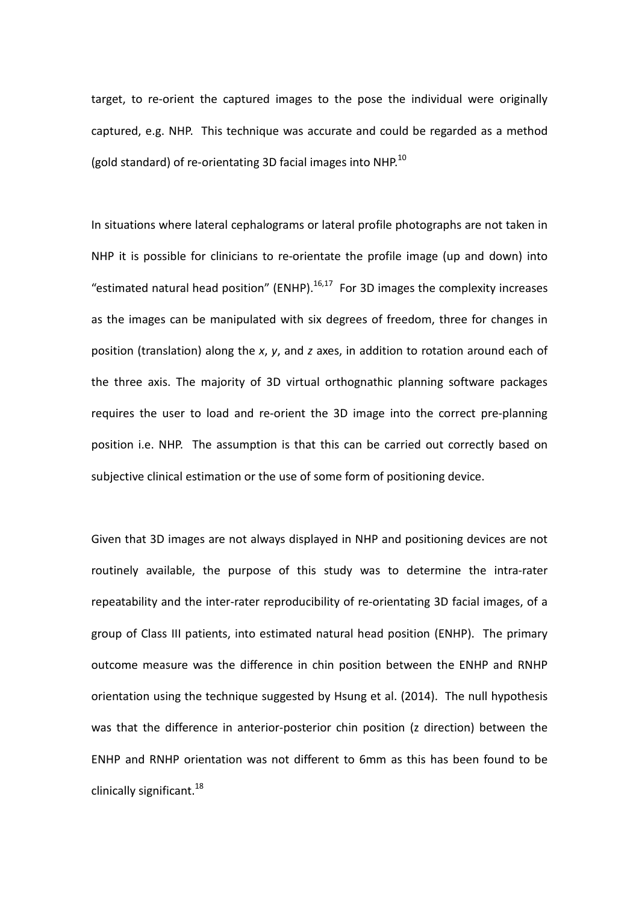target, to re-orient the captured images to the pose the individual were originally captured, e.g. NHP. This technique was accurate and could be regarded as a method (gold standard) of re-orientating 3D facial images into NHP.[10]

In situations where lateral cephalograms or lateral profile photographs are not taken in NHP it is possible for clinicians to re-orientate the profile image (up and down) into "estimated natural head position" (ENHP).[16,17] For 3D images the complexity increases as the images can be manipulated with six degrees of freedom, three for changes in position (translation) along the *x*, *y*, and *z* axes, in addition to rotation around each of the three axis. The majority of 3D virtual orthognathic planning software packages requires the user to load and re-orient the 3D image into the correct pre-planning position i.e. NHP. The assumption is that this can be carried out correctly based on subjective clinical estimation or the use of some form of positioning device.

Given that 3D images are not always displayed in NHP and positioning devices are not routinely available, the purpose of this study was to determine the intra-rater repeatability and the inter-rater reproducibility of re-orientating 3D facial images, of a group of Class III patients, into estimated natural head position (ENHP). The primary outcome measure was the difference in chin position between the ENHP and RNHP orientation using the technique suggested by Hsung et al. (2014). The null hypothesis was that the difference in anterior-posterior chin position (z direction) between the ENHP and RNHP orientation was not different to 6mm as this has been found to be clinically significant.[18]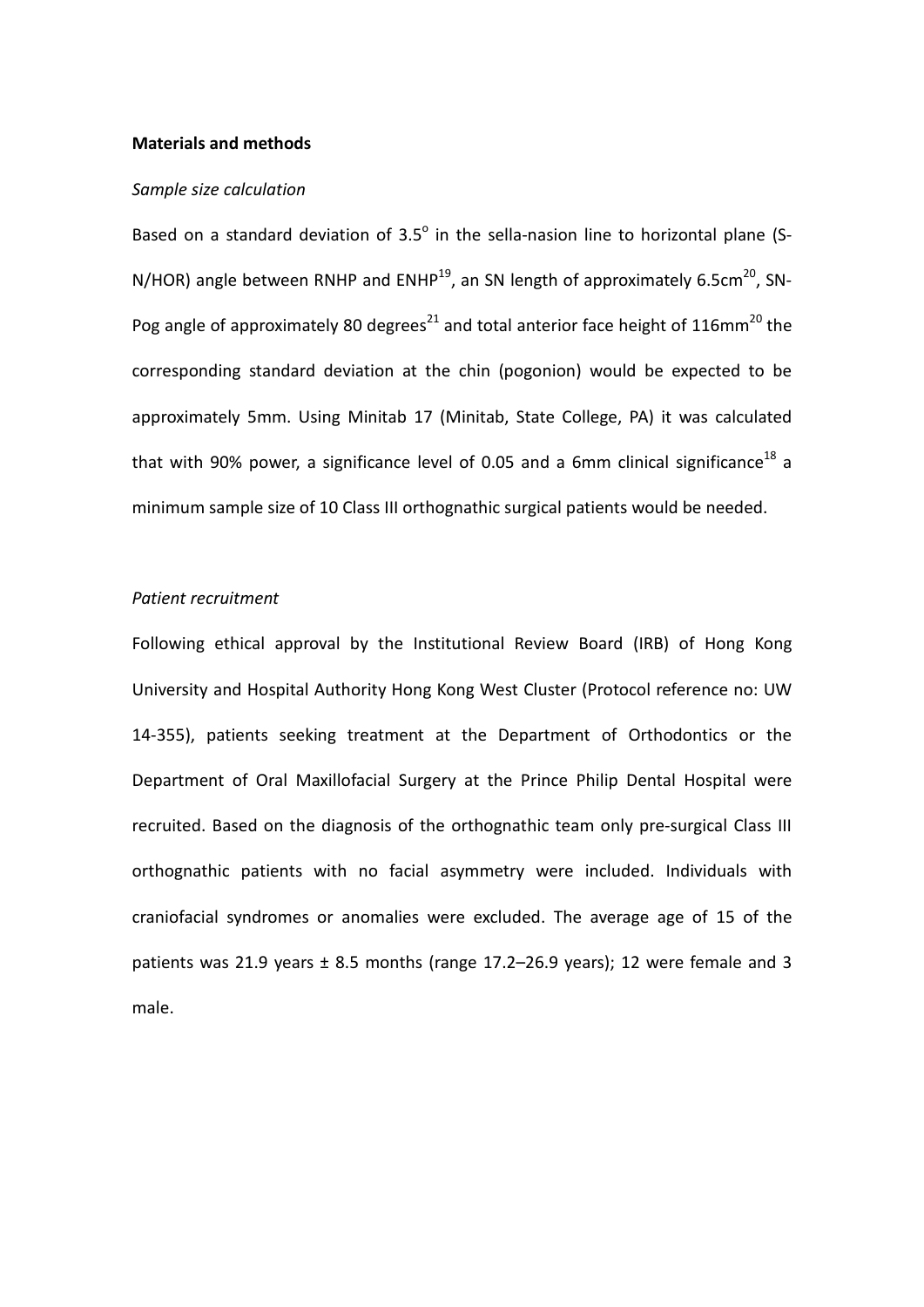**Materials and methods**

*Sample size calculation*

Based on a standard deviation of 3.5$^{o}$ in the sella-nasion line to horizontal plane (S-N/HOR) angle between RNHP and ENHP[19], an SN length of approximately 6.5cm[20], SN-Pog angle of approximately 80 degrees[21] and total anterior face height of 116mm[20] the corresponding standard deviation at the chin (pogonion) would be expected to be approximately 5mm. Using Minitab 17 (Minitab, State College, PA) it was calculated that with 90% power, a significance level of 0.05 and a 6mm clinical significance[18] a minimum sample size of 10 Class III orthognathic surgical patients would be needed.

*Patient recruitment*

Following ethical approval by the Institutional Review Board (IRB) of Hong Kong University and Hospital Authority Hong Kong West Cluster (Protocol reference no: UW 14-355), patients seeking treatment at the Department of Orthodontics or the Department of Oral Maxillofacial Surgery at the Prince Philip Dental Hospital were recruited. Based on the diagnosis of the orthognathic team only pre-surgical Class III orthognathic patients with no facial asymmetry were included. Individuals with craniofacial syndromes or anomalies were excluded. The average age of 15 of the patients was 21.9 years ± 8.5 months (range 17.2–26.9 years); 12 were female and 3 male.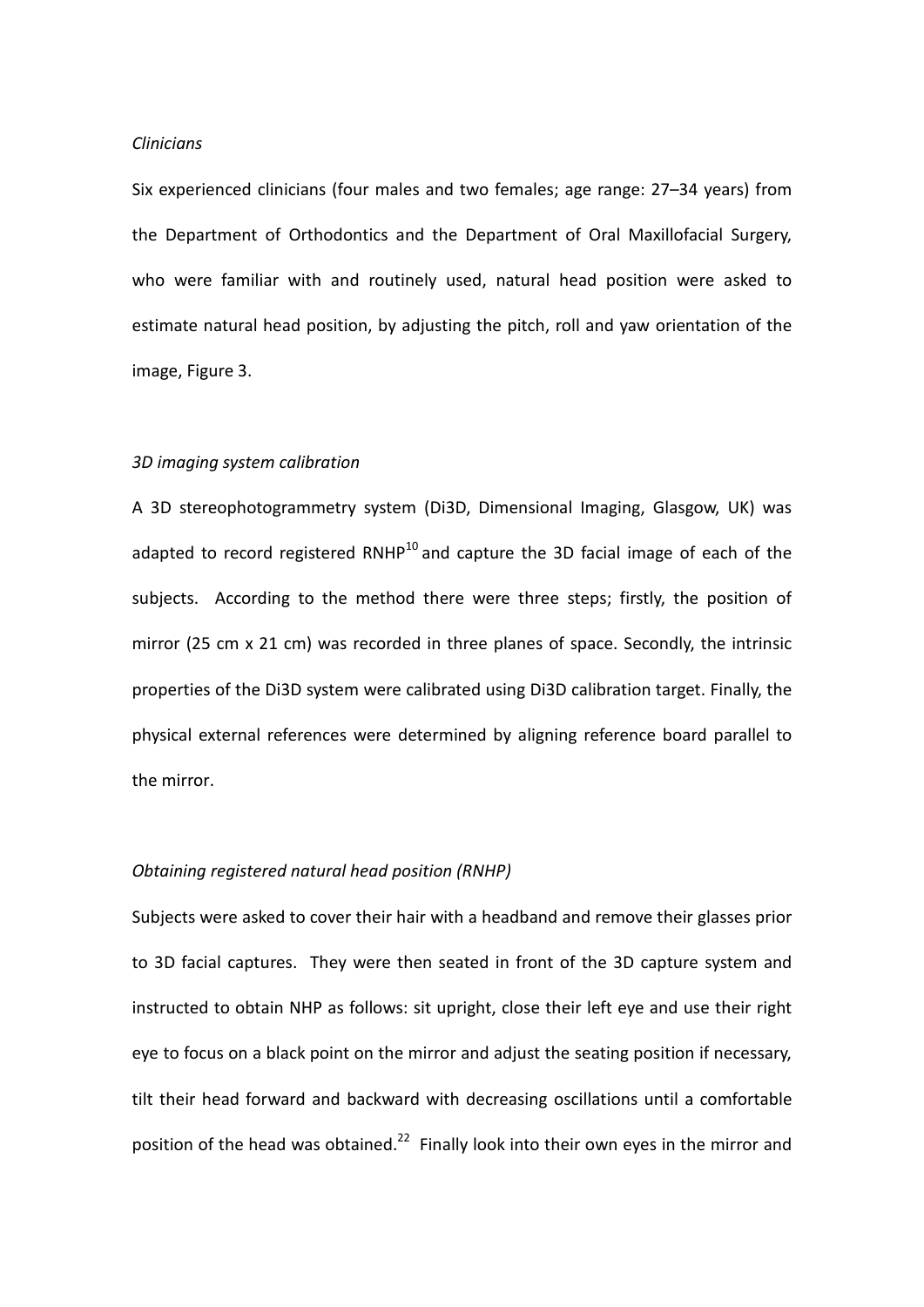*Clinicians*

Six experienced clinicians (four males and two females; age range: 27–34 years) from the Department of Orthodontics and the Department of Oral Maxillofacial Surgery, who were familiar with and routinely used, natural head position were asked to estimate natural head position, by adjusting the pitch, roll and yaw orientation of the image, Figure 3.

*3D imaging system calibration*

A 3D stereophotogrammetry system (Di3D, Dimensional Imaging, Glasgow, UK) was adapted to record registered RNHP[10] and capture the 3D facial image of each of the subjects. According to the method there were three steps; firstly, the position of mirror (25 cm x 21 cm) was recorded in three planes of space. Secondly, the intrinsic properties of the Di3D system were calibrated using Di3D calibration target. Finally, the physical external references were determined by aligning reference board parallel to the mirror.

*Obtaining registered natural head position (RNHP)*

Subjects were asked to cover their hair with a headband and remove their glasses prior to 3D facial captures. They were then seated in front of the 3D capture system and instructed to obtain NHP as follows: sit upright, close their left eye and use their right eye to focus on a black point on the mirror and adjust the seating position if necessary, tilt their head forward and backward with decreasing oscillations until a comfortable position of the head was obtained.[22] Finally look into their own eyes in the mirror and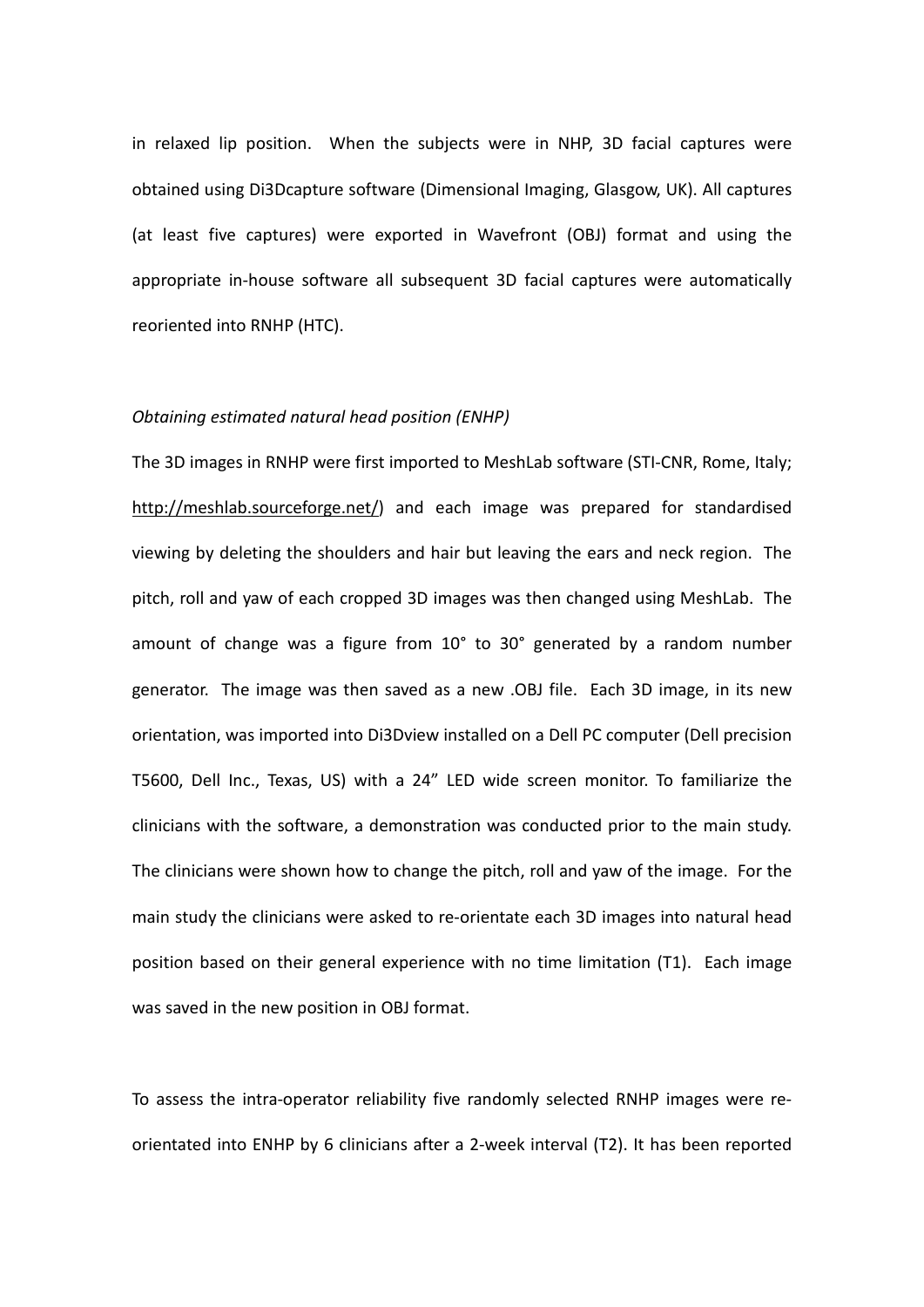in relaxed lip position. When the subjects were in NHP, 3D facial captures were obtained using Di3Dcapture software (Dimensional Imaging, Glasgow, UK). All captures (at least five captures) were exported in Wavefront (OBJ) format and using the appropriate in-house software all subsequent 3D facial captures were automatically reoriented into RNHP (HTC).

*Obtaining estimated natural head position (ENHP)*

The 3D images in RNHP were first imported to MeshLab software (STI-CNR, Rome, Italy; http://meshlab.sourceforge.net/) and each image was prepared for standardised viewing by deleting the shoulders and hair but leaving the ears and neck region. The pitch, roll and yaw of each cropped 3D images was then changed using MeshLab. The amount of change was a figure from 10° to 30° generated by a random number generator. The image was then saved as a new .OBJ file. Each 3D image, in its new orientation, was imported into Di3Dview installed on a Dell PC computer (Dell precision T5600, Dell Inc., Texas, US) with a 24" LED wide screen monitor. To familiarize the clinicians with the software, a demonstration was conducted prior to the main study. The clinicians were shown how to change the pitch, roll and yaw of the image. For the main study the clinicians were asked to re-orientate each 3D images into natural head position based on their general experience with no time limitation (T1). Each image was saved in the new position in OBJ format.

To assess the intra-operator reliability five randomly selected RNHP images were re-orientated into ENHP by 6 clinicians after a 2-week interval (T2). It has been reported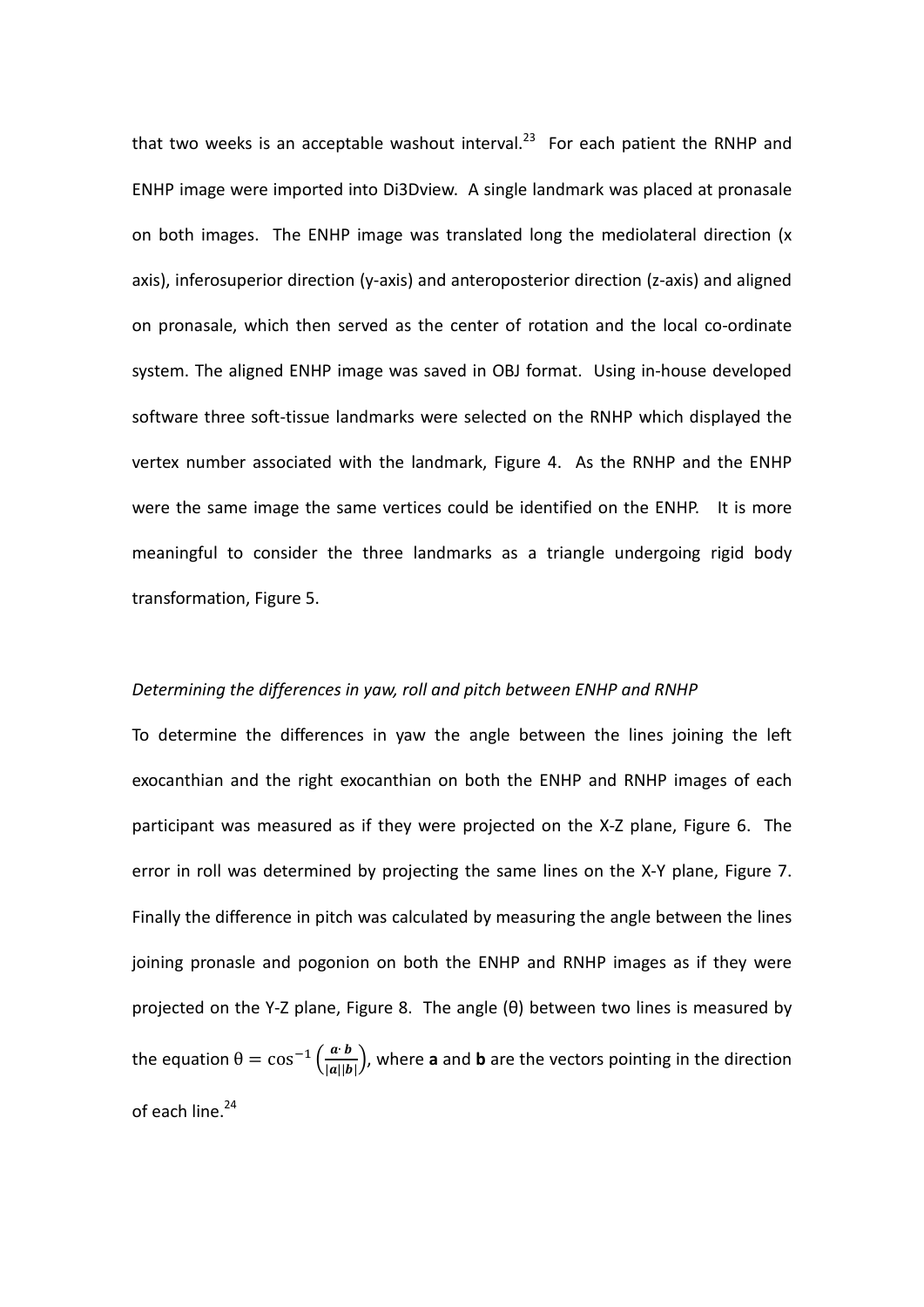that two weeks is an acceptable washout interval.[23] For each patient the RNHP and ENHP image were imported into Di3Dview. A single landmark was placed at pronasale on both images. The ENHP image was translated long the mediolateral direction (x axis), inferosuperior direction (y-axis) and anteroposterior direction (z-axis) and aligned on pronasale, which then served as the center of rotation and the local co-ordinate system. The aligned ENHP image was saved in OBJ format. Using in-house developed software three soft-tissue landmarks were selected on the RNHP which displayed the vertex number associated with the landmark, Figure 4. As the RNHP and the ENHP were the same image the same vertices could be identified on the ENHP. It is more meaningful to consider the three landmarks as a triangle undergoing rigid body transformation, Figure 5.

*Determining the differences in yaw, roll and pitch between ENHP and RNHP*

To determine the differences in yaw the angle between the lines joining the left exocanthian and the right exocanthian on both the ENHP and RNHP images of each participant was measured as if they were projected on the X-Z plane, Figure 6. The error in roll was determined by projecting the same lines on the X-Y plane, Figure 7. Finally the difference in pitch was calculated by measuring the angle between the lines joining pronasle and pogonion on both the ENHP and RNHP images as if they were projected on the Y-Z plane, Figure 8. The angle (θ) between two lines is measured by the equation $\theta = \cos^{-1}\left(\frac{\boldsymbol{a}\cdot\boldsymbol{b}}{|\boldsymbol{a}||\boldsymbol{b}|}\right)$, where **a** and **b** are the vectors pointing in the direction of each line.[24]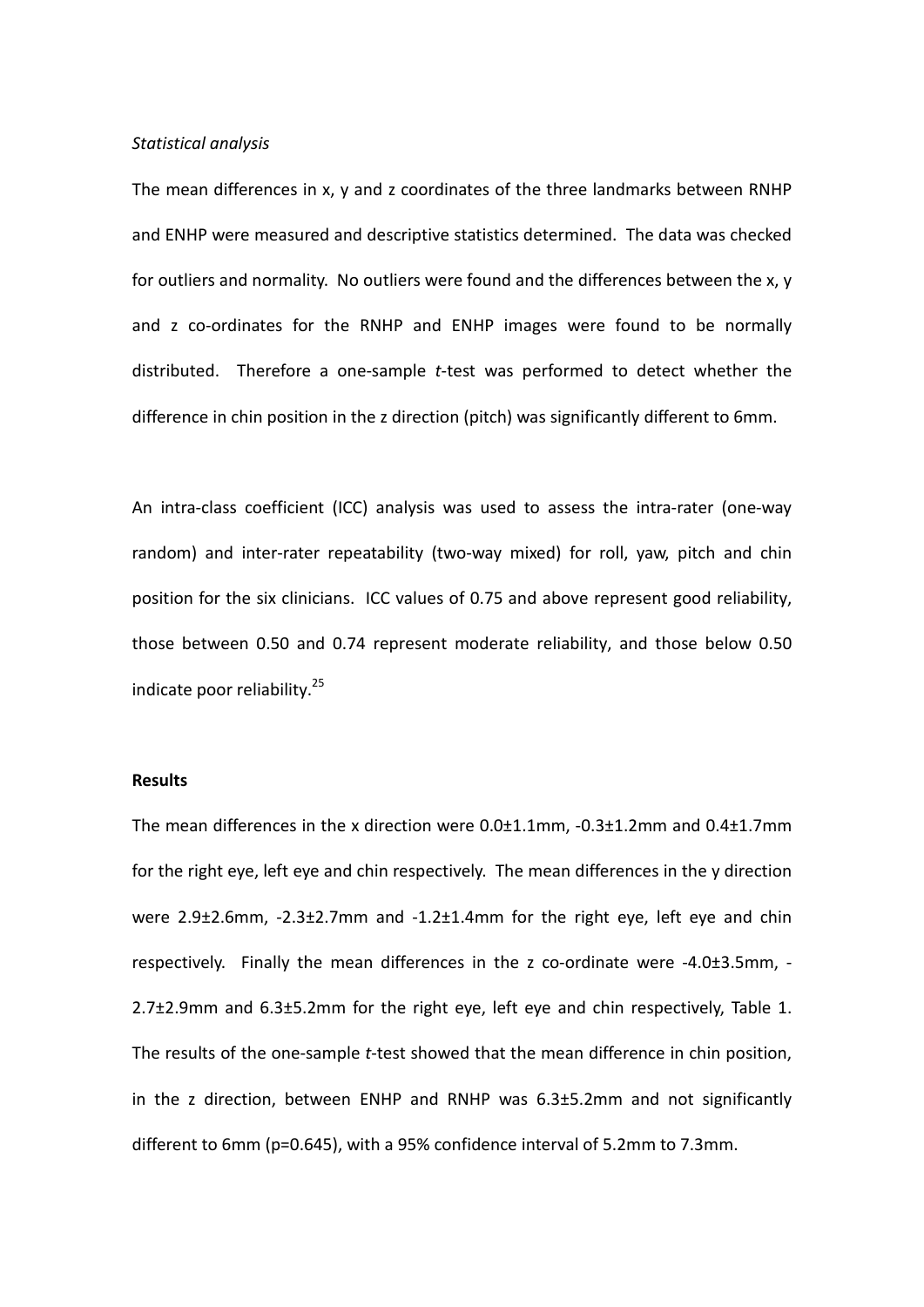*Statistical analysis*

The mean differences in x, y and z coordinates of the three landmarks between RNHP and ENHP were measured and descriptive statistics determined. The data was checked for outliers and normality. No outliers were found and the differences between the x, y and z co-ordinates for the RNHP and ENHP images were found to be normally distributed. Therefore a one-sample *t*-test was performed to detect whether the difference in chin position in the z direction (pitch) was significantly different to 6mm.

An intra-class coefficient (ICC) analysis was used to assess the intra-rater (one-way random) and inter-rater repeatability (two-way mixed) for roll, yaw, pitch and chin position for the six clinicians. ICC values of 0.75 and above represent good reliability, those between 0.50 and 0.74 represent moderate reliability, and those below 0.50 indicate poor reliability.[25]

**Results**

The mean differences in the x direction were 0.0±1.1mm, -0.3±1.2mm and 0.4±1.7mm for the right eye, left eye and chin respectively. The mean differences in the y direction were 2.9±2.6mm, -2.3±2.7mm and -1.2±1.4mm for the right eye, left eye and chin respectively. Finally the mean differences in the z co-ordinate were -4.0±3.5mm, -2.7±2.9mm and 6.3±5.2mm for the right eye, left eye and chin respectively, Table 1. The results of the one-sample *t*-test showed that the mean difference in chin position, in the z direction, between ENHP and RNHP was 6.3±5.2mm and not significantly different to 6mm ($p=0.645$), with a 95% confidence interval of 5.2mm to 7.3mm.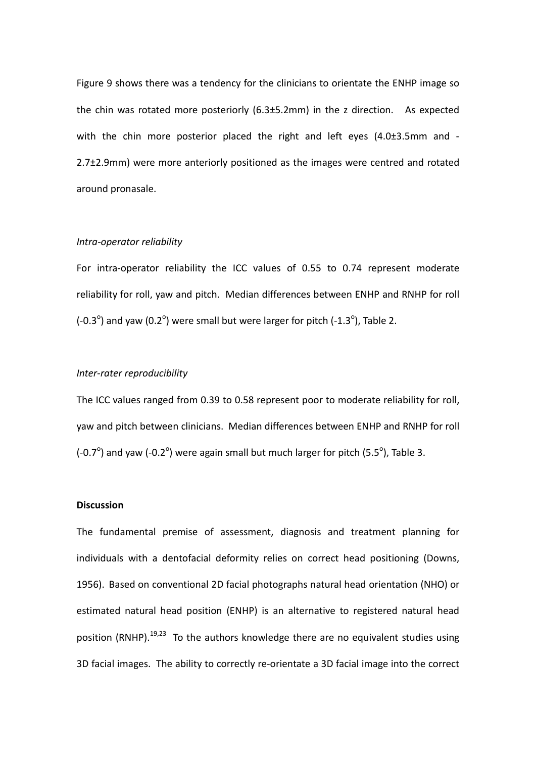Figure 9 shows there was a tendency for the clinicians to orientate the ENHP image so the chin was rotated more posteriorly (6.3±5.2mm) in the z direction. As expected with the chin more posterior placed the right and left eyes (4.0±3.5mm and -2.7±2.9mm) were more anteriorly positioned as the images were centred and rotated around pronasale.

*Intra-operator reliability*

For intra-operator reliability the ICC values of 0.55 to 0.74 represent moderate reliability for roll, yaw and pitch. Median differences between ENHP and RNHP for roll (-0.3$^{o}$) and yaw (0.2$^{o}$) were small but were larger for pitch (-1.3$^{o}$), Table 2.

*Inter-rater reproducibility*

The ICC values ranged from 0.39 to 0.58 represent poor to moderate reliability for roll, yaw and pitch between clinicians. Median differences between ENHP and RNHP for roll (-0.7$^{o}$) and yaw (-0.2$^{o}$) were again small but much larger for pitch (5.5$^{o}$), Table 3.

**Discussion**

The fundamental premise of assessment, diagnosis and treatment planning for individuals with a dentofacial deformity relies on correct head positioning (Downs, 1956). Based on conventional 2D facial photographs natural head orientation (NHO) or estimated natural head position (ENHP) is an alternative to registered natural head position (RNHP).[19,23] To the authors knowledge there are no equivalent studies using 3D facial images. The ability to correctly re-orientate a 3D facial image into the correct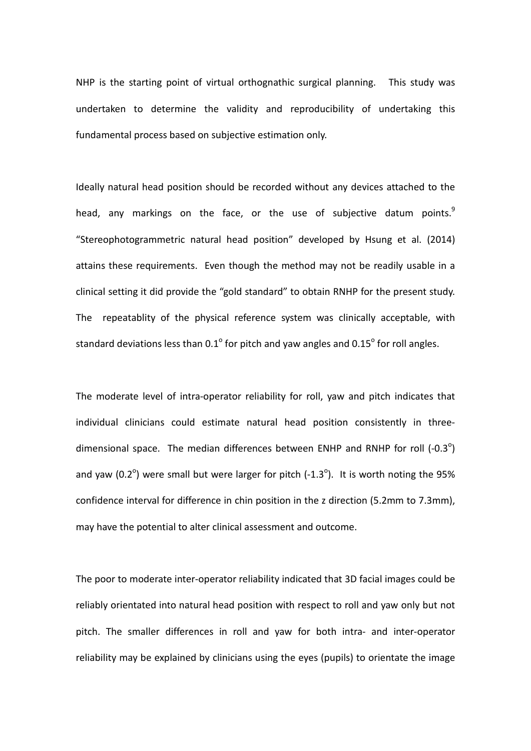NHP is the starting point of virtual orthognathic surgical planning.  This study was undertaken to determine the validity and reproducibility of undertaking this fundamental process based on subjective estimation only.

Ideally natural head position should be recorded without any devices attached to the head, any markings on the face, or the use of subjective datum points.[9] "Stereophotogrammetric natural head position" developed by Hsung et al. (2014) attains these requirements.  Even though the method may not be readily usable in a clinical setting it did provide the "gold standard" to obtain RNHP for the present study.  The  repeatablity of the physical reference system was clinically acceptable, with standard deviations less than $0.1^{o}$ for pitch and yaw angles and $0.15^{o}$ for roll angles.

The moderate level of intra-operator reliability for roll, yaw and pitch indicates that individual clinicians could estimate natural head position consistently in three-dimensional space.  The median differences between ENHP and RNHP for roll ($-0.3^{o}$) and yaw ($0.2^{o}$) were small but were larger for pitch ($-1.3^{o}$).  It is worth noting the 95% confidence interval for difference in chin position in the z direction (5.2mm to 7.3mm), may have the potential to alter clinical assessment and outcome.

The poor to moderate inter-operator reliability indicated that 3D facial images could be reliably orientated into natural head position with respect to roll and yaw only but not pitch. The smaller differences in roll and yaw for both intra- and inter-operator reliability may be explained by clinicians using the eyes (pupils) to orientate the image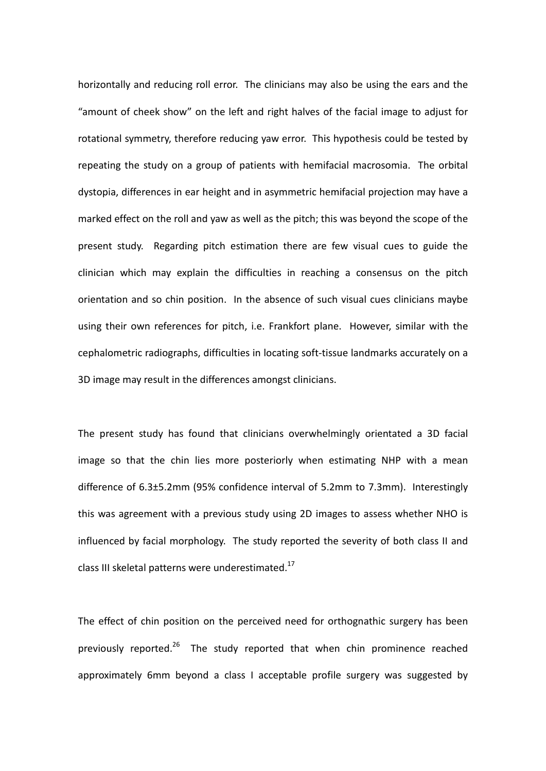horizontally and reducing roll error. The clinicians may also be using the ears and the "amount of cheek show" on the left and right halves of the facial image to adjust for rotational symmetry, therefore reducing yaw error. This hypothesis could be tested by repeating the study on a group of patients with hemifacial macrosomia. The orbital dystopia, differences in ear height and in asymmetric hemifacial projection may have a marked effect on the roll and yaw as well as the pitch; this was beyond the scope of the present study. Regarding pitch estimation there are few visual cues to guide the clinician which may explain the difficulties in reaching a consensus on the pitch orientation and so chin position. In the absence of such visual cues clinicians maybe using their own references for pitch, i.e. Frankfort plane. However, similar with the cephalometric radiographs, difficulties in locating soft-tissue landmarks accurately on a 3D image may result in the differences amongst clinicians.

The present study has found that clinicians overwhelmingly orientated a 3D facial image so that the chin lies more posteriorly when estimating NHP with a mean difference of 6.3±5.2mm (95% confidence interval of 5.2mm to 7.3mm). Interestingly this was agreement with a previous study using 2D images to assess whether NHO is influenced by facial morphology. The study reported the severity of both class II and class III skeletal patterns were underestimated.[17]

The effect of chin position on the perceived need for orthognathic surgery has been previously reported.[26] The study reported that when chin prominence reached approximately 6mm beyond a class I acceptable profile surgery was suggested by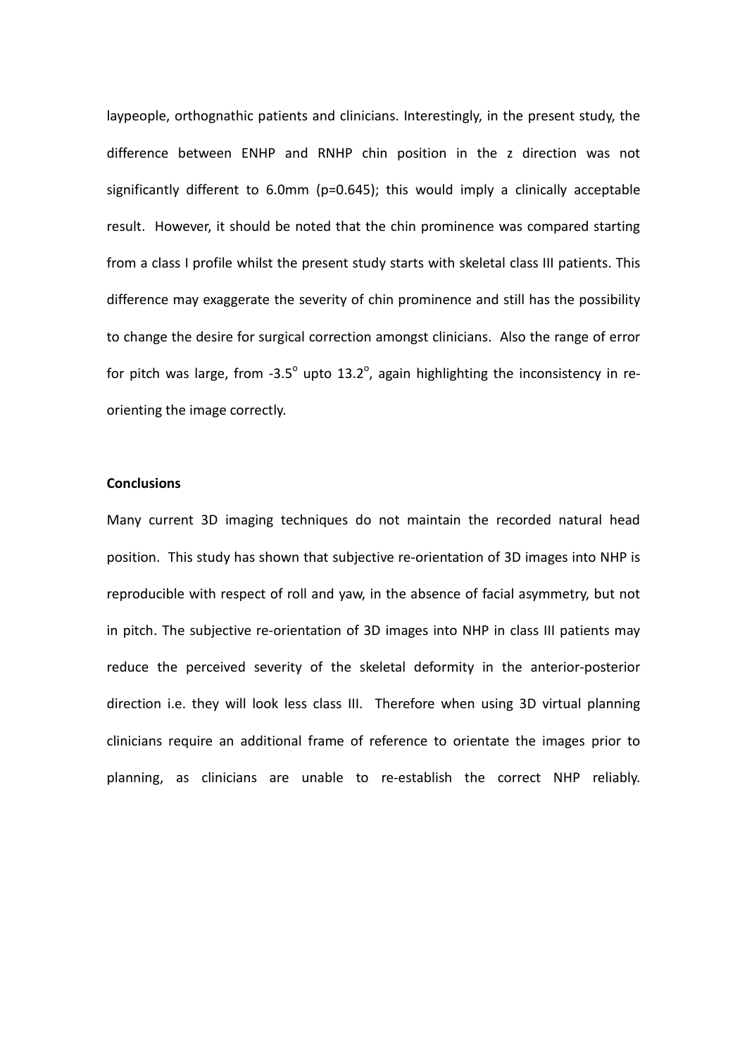laypeople, orthognathic patients and clinicians. Interestingly, in the present study, the difference between ENHP and RNHP chin position in the z direction was not significantly different to 6.0mm (p=0.645); this would imply a clinically acceptable result. However, it should be noted that the chin prominence was compared starting from a class I profile whilst the present study starts with skeletal class III patients. This difference may exaggerate the severity of chin prominence and still has the possibility to change the desire for surgical correction amongst clinicians. Also the range of error for pitch was large, from -3.5° upto 13.2°, again highlighting the inconsistency in re-orienting the image correctly.

**Conclusions**

Many current 3D imaging techniques do not maintain the recorded natural head position. This study has shown that subjective re-orientation of 3D images into NHP is reproducible with respect of roll and yaw, in the absence of facial asymmetry, but not in pitch. The subjective re-orientation of 3D images into NHP in class III patients may reduce the perceived severity of the skeletal deformity in the anterior-posterior direction i.e. they will look less class III. Therefore when using 3D virtual planning clinicians require an additional frame of reference to orientate the images prior to planning, as clinicians are unable to re-establish the correct NHP reliably.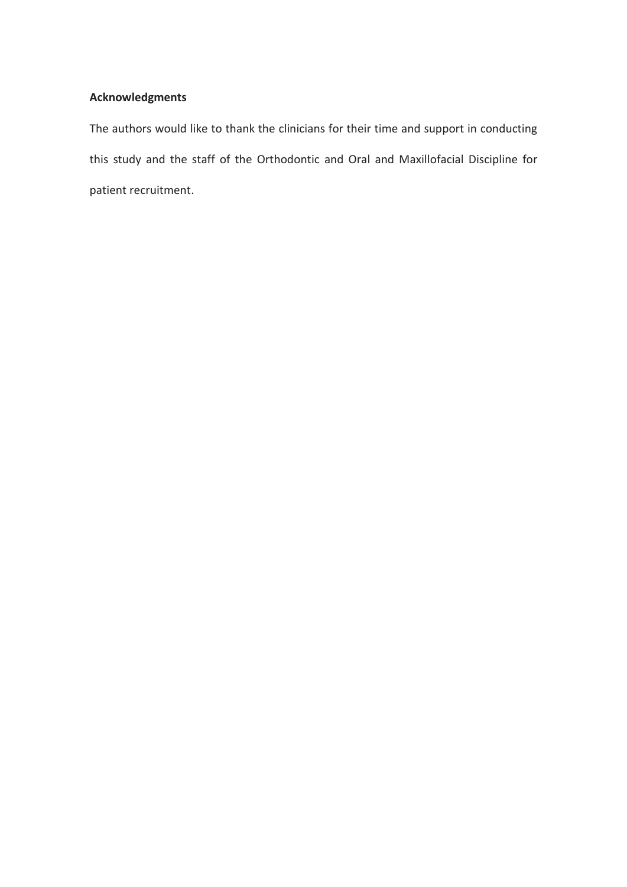## Acknowledgments

The authors would like to thank the clinicians for their time and support in conducting this study and the staff of the Orthodontic and Oral and Maxillofacial Discipline for patient recruitment.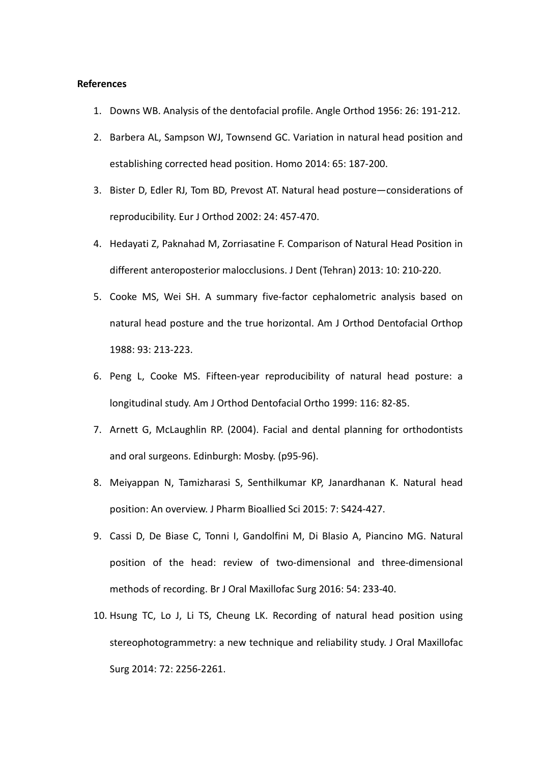**References**

1. Downs WB. Analysis of the dentofacial profile. Angle Orthod 1956: 26: 191-212.
2. Barbera AL, Sampson WJ, Townsend GC. Variation in natural head position and establishing corrected head position. Homo 2014: 65: 187-200.
3. Bister D, Edler RJ, Tom BD, Prevost AT. Natural head posture—considerations of reproducibility. Eur J Orthod 2002: 24: 457-470.
4. Hedayati Z, Paknahad M, Zorriasatine F. Comparison of Natural Head Position in different anteroposterior malocclusions. J Dent (Tehran) 2013: 10: 210-220.
5. Cooke MS, Wei SH. A summary five-factor cephalometric analysis based on natural head posture and the true horizontal. Am J Orthod Dentofacial Orthop 1988: 93: 213-223.
6. Peng L, Cooke MS. Fifteen-year reproducibility of natural head posture: a longitudinal study. Am J Orthod Dentofacial Ortho 1999: 116: 82-85.
7. Arnett G, McLaughlin RP. (2004). Facial and dental planning for orthodontists and oral surgeons. Edinburgh: Mosby. (p95-96).
8. Meiyappan N, Tamizharasi S, Senthilkumar KP, Janardhanan K. Natural head position: An overview. J Pharm Bioallied Sci 2015: 7: S424-427.
9. Cassi D, De Biase C, Tonni I, Gandolfini M, Di Blasio A, Piancino MG. Natural position of the head: review of two-dimensional and three-dimensional methods of recording. Br J Oral Maxillofac Surg 2016: 54: 233-40.
10. Hsung TC, Lo J, Li TS, Cheung LK. Recording of natural head position using stereophotogrammetry: a new technique and reliability study. J Oral Maxillofac Surg 2014: 72: 2256-2261.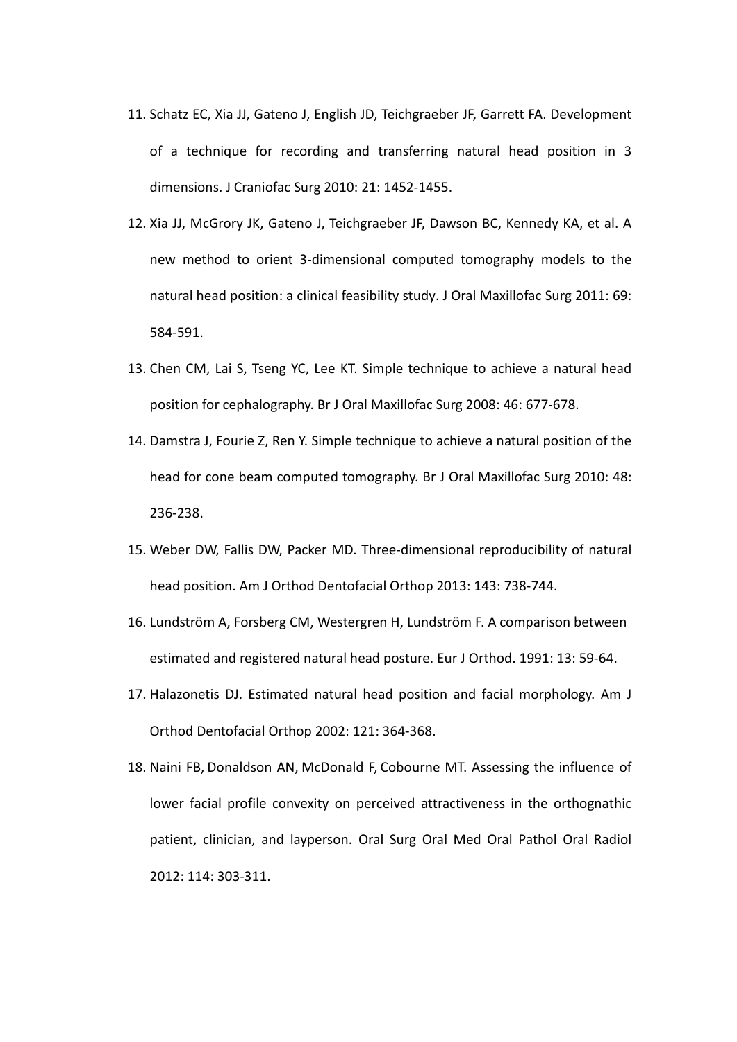11. Schatz EC, Xia JJ, Gateno J, English JD, Teichgraeber JF, Garrett FA. Development of a technique for recording and transferring natural head position in 3 dimensions. J Craniofac Surg 2010: 21: 1452-1455.
12. Xia JJ, McGrory JK, Gateno J, Teichgraeber JF, Dawson BC, Kennedy KA, et al. A new method to orient 3-dimensional computed tomography models to the natural head position: a clinical feasibility study. J Oral Maxillofac Surg 2011: 69: 584-591.
13. Chen CM, Lai S, Tseng YC, Lee KT. Simple technique to achieve a natural head position for cephalography. Br J Oral Maxillofac Surg 2008: 46: 677-678.
14. Damstra J, Fourie Z, Ren Y. Simple technique to achieve a natural position of the head for cone beam computed tomography. Br J Oral Maxillofac Surg 2010: 48: 236-238.
15. Weber DW, Fallis DW, Packer MD. Three-dimensional reproducibility of natural head position. Am J Orthod Dentofacial Orthop 2013: 143: 738-744.
16. Lundström A, Forsberg CM, Westergren H, Lundström F. A comparison between estimated and registered natural head posture. Eur J Orthod. 1991: 13: 59-64.
17. Halazonetis DJ. Estimated natural head position and facial morphology. Am J Orthod Dentofacial Orthop 2002: 121: 364-368.
18. Naini FB, Donaldson AN, McDonald F, Cobourne MT. Assessing the influence of lower facial profile convexity on perceived attractiveness in the orthognathic patient, clinician, and layperson. Oral Surg Oral Med Oral Pathol Oral Radiol 2012: 114: 303-311.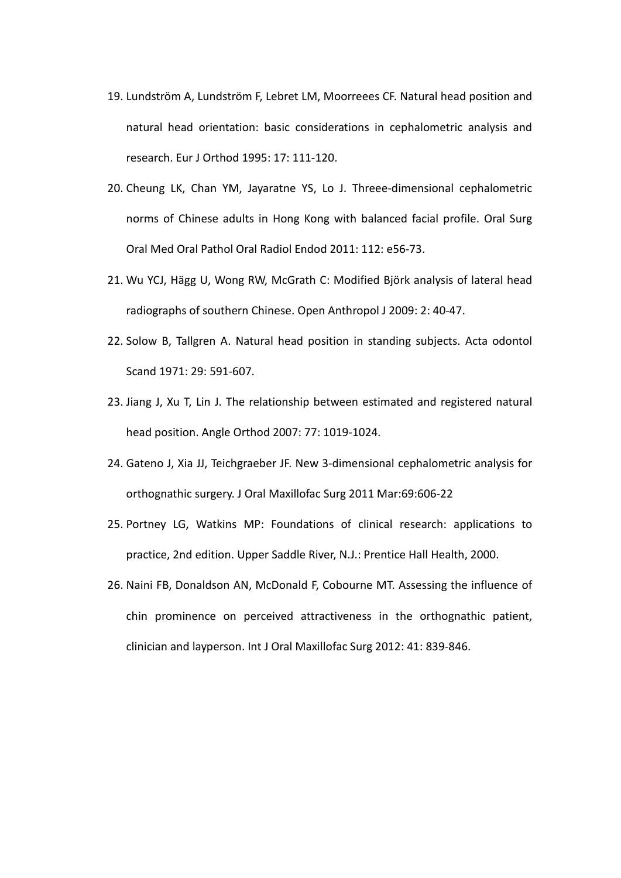19. Lundström A, Lundström F, Lebret LM, Moorreees CF. Natural head position and natural head orientation: basic considerations in cephalometric analysis and research. Eur J Orthod 1995: 17: 111-120.
20. Cheung LK, Chan YM, Jayaratne YS, Lo J. Threee-dimensional cephalometric norms of Chinese adults in Hong Kong with balanced facial profile. Oral Surg Oral Med Oral Pathol Oral Radiol Endod 2011: 112: e56-73.
21. Wu YCJ, Hägg U, Wong RW, McGrath C: Modified Björk analysis of lateral head radiographs of southern Chinese. Open Anthropol J 2009: 2: 40-47.
22. Solow B, Tallgren A. Natural head position in standing subjects. Acta odontol Scand 1971: 29: 591-607.
23. Jiang J, Xu T, Lin J. The relationship between estimated and registered natural head position. Angle Orthod 2007: 77: 1019-1024.
24. Gateno J, Xia JJ, Teichgraeber JF. New 3-dimensional cephalometric analysis for orthognathic surgery. J Oral Maxillofac Surg 2011 Mar:69:606-22
25. Portney LG, Watkins MP: Foundations of clinical research: applications to practice, 2nd edition. Upper Saddle River, N.J.: Prentice Hall Health, 2000.
26. Naini FB, Donaldson AN, McDonald F, Cobourne MT. Assessing the influence of chin prominence on perceived attractiveness in the orthognathic patient, clinician and layperson. Int J Oral Maxillofac Surg 2012: 41: 839-846.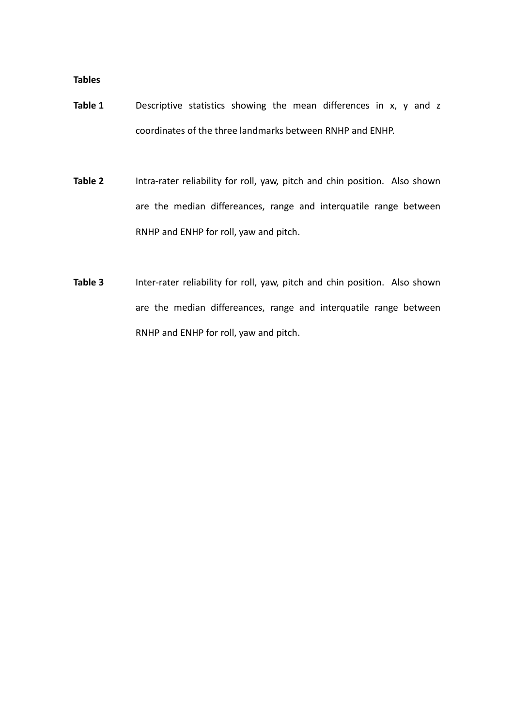**Tables**

**Table 1** Descriptive statistics showing the mean differences in x, y and z coordinates of the three landmarks between RNHP and ENHP.

**Table 2** Intra-rater reliability for roll, yaw, pitch and chin position. Also shown are the median differeances, range and interquatile range between RNHP and ENHP for roll, yaw and pitch.

**Table 3** Inter-rater reliability for roll, yaw, pitch and chin position. Also shown are the median differeances, range and interquatile range between RNHP and ENHP for roll, yaw and pitch.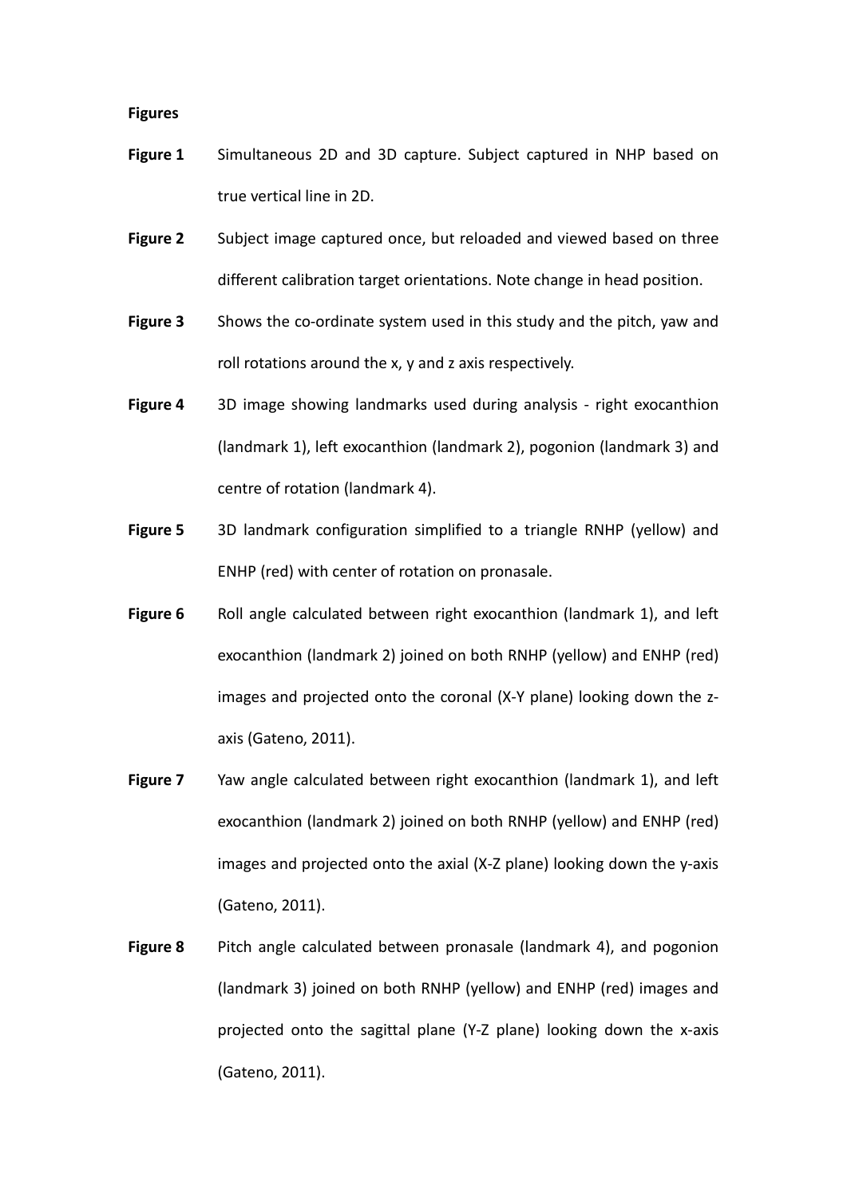**Figures**

**Figure 1** Simultaneous 2D and 3D capture. Subject captured in NHP based on true vertical line in 2D.

**Figure 2** Subject image captured once, but reloaded and viewed based on three different calibration target orientations. Note change in head position.

**Figure 3** Shows the co-ordinate system used in this study and the pitch, yaw and roll rotations around the x, y and z axis respectively.

**Figure 4** 3D image showing landmarks used during analysis - right exocanthion (landmark 1), left exocanthion (landmark 2), pogonion (landmark 3) and centre of rotation (landmark 4).

**Figure 5** 3D landmark configuration simplified to a triangle RNHP (yellow) and ENHP (red) with center of rotation on pronasale.

**Figure 6** Roll angle calculated between right exocanthion (landmark 1), and left exocanthion (landmark 2) joined on both RNHP (yellow) and ENHP (red) images and projected onto the coronal (X-Y plane) looking down the z-axis (Gateno, 2011).

**Figure 7** Yaw angle calculated between right exocanthion (landmark 1), and left exocanthion (landmark 2) joined on both RNHP (yellow) and ENHP (red) images and projected onto the axial (X-Z plane) looking down the y-axis (Gateno, 2011).

**Figure 8** Pitch angle calculated between pronasale (landmark 4), and pogonion (landmark 3) joined on both RNHP (yellow) and ENHP (red) images and projected onto the sagittal plane (Y-Z plane) looking down the x-axis (Gateno, 2011).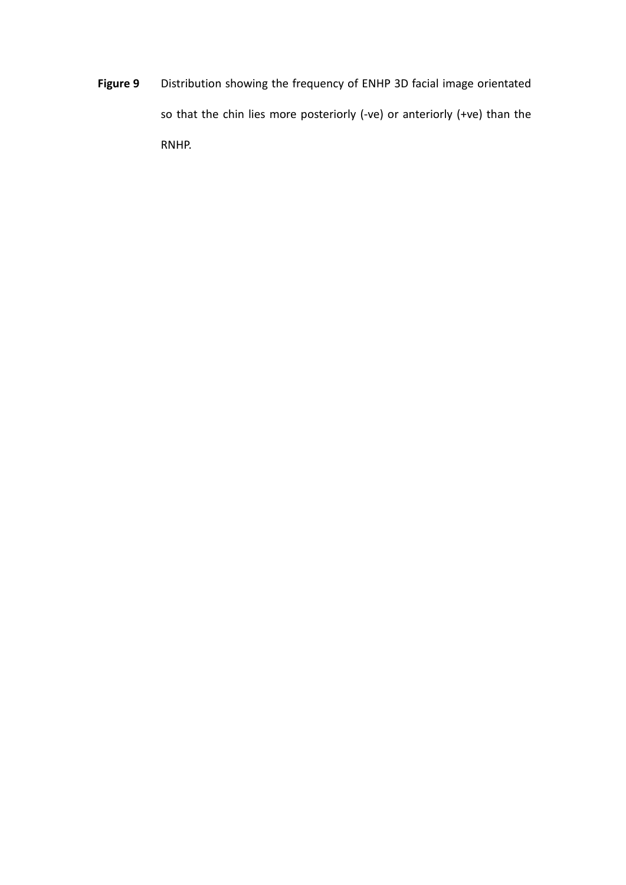**Figure 9** Distribution showing the frequency of ENHP 3D facial image orientated so that the chin lies more posteriorly (-ve) or anteriorly (+ve) than the RNHP.